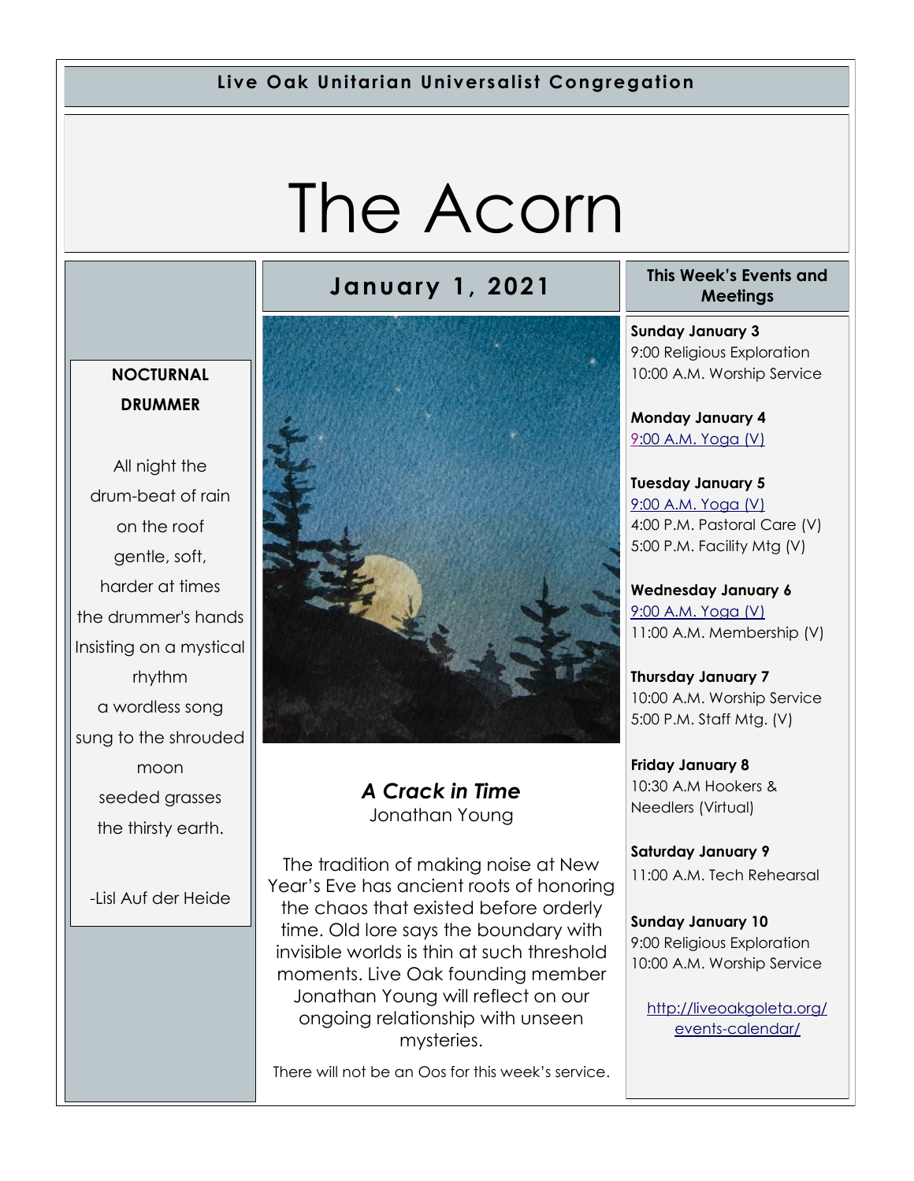**Live Oak Unitarian Universalist Congregation**

# The Acorn

## January 1, 2021

### *A Crack in Time*
Jonathan Young

The tradition of making noise at New Year's Eve has ancient roots of honoring the chaos that existed before orderly time. Old lore says the boundary with invisible worlds is thin at such threshold moments. Live Oak founding member Jonathan Young will reflect on our ongoing relationship with unseen mysteries.

There will not be an Oos for this week's service.

**NOCTURNAL DRUMMER**

All night the
drum-beat of rain
on the roof
gentle, soft,
harder at times
the drummer's hands
Insisting on a mystical
rhythm
a wordless song
sung to the shrouded
moon
seeded grasses
the thirsty earth.

-Lisl Auf der Heide

## This Week's Events and Meetings

**Sunday January 3**
9:00 Religious Exploration
10:00 A.M. Worship Service

**Monday January 4**
9:00 A.M. Yoga (V)

**Tuesday January 5**
9:00 A.M. Yoga (V)
4:00 P.M. Pastoral Care (V)
5:00 P.M. Facility Mtg (V)

**Wednesday January 6**
9:00 A.M. Yoga (V)
11:00 A.M. Membership (V)

**Thursday January 7**
10:00 A.M. Worship Service
5:00 P.M. Staff Mtg. (V)

**Friday January 8**
10:30 A.M Hookers & Needlers (Virtual)

**Saturday January 9**
11:00 A.M. Tech Rehearsal

**Sunday January 10**
9:00 Religious Exploration
10:00 A.M. Worship Service

http://liveoakgoleta.org/events-calendar/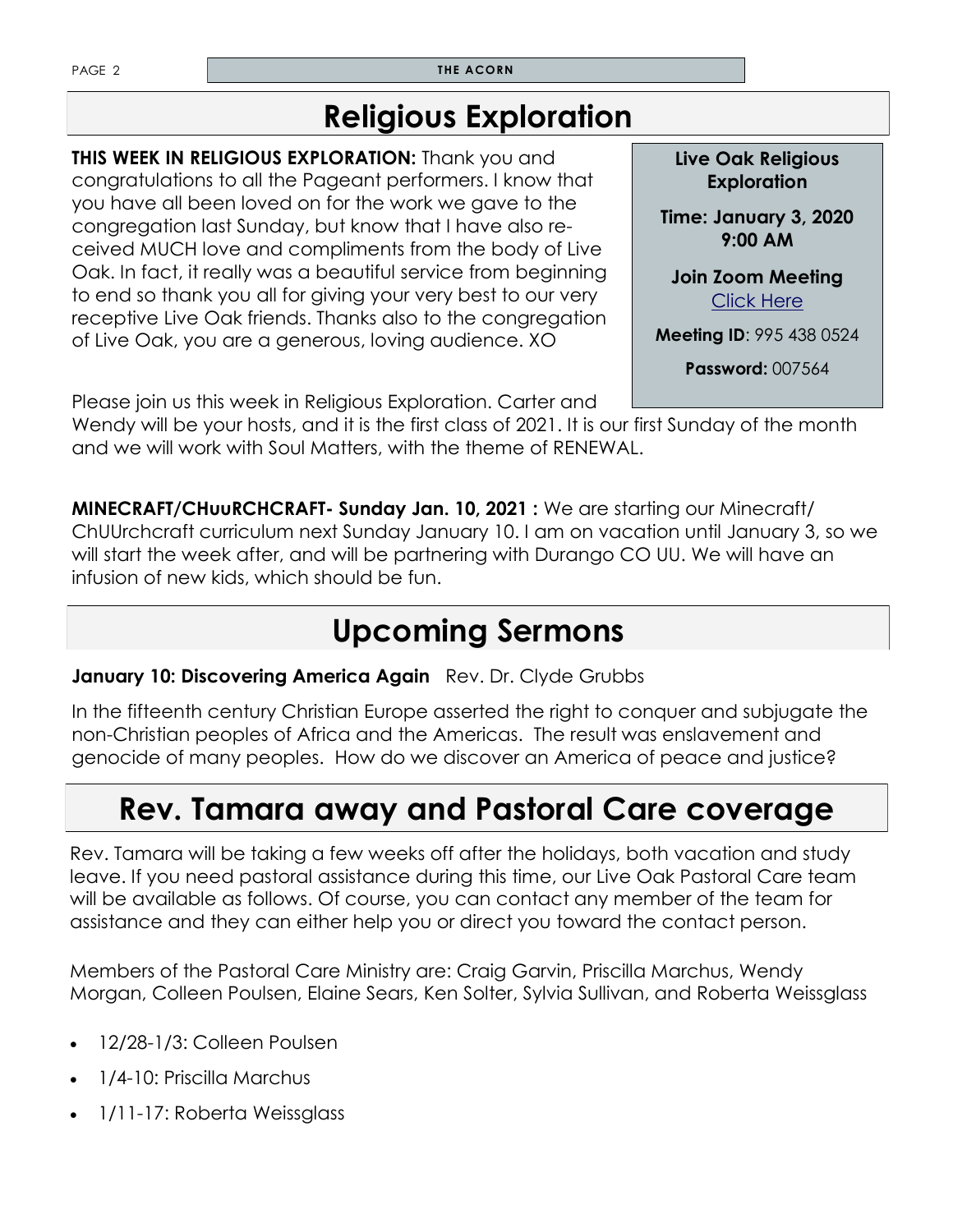# Religious Exploration

**THIS WEEK IN RELIGIOUS EXPLORATION:** Thank you and congratulations to all the Pageant performers. I know that you have all been loved on for the work we gave to the congregation last Sunday, but know that I have also received MUCH love and compliments from the body of Live Oak. In fact, it really was a beautiful service from beginning to end so thank you all for giving your very best to our very receptive Live Oak friends. Thanks also to the congregation of Live Oak, you are a generous, loving audience. XO

> **Live Oak Religious Exploration**
>
> **Time: January 3, 2020 9:00 AM**
>
> **Join Zoom Meeting**
> [Click Here]
>
> **Meeting ID**: 995 438 0524
>
> **Password:** 007564

Please join us this week in Religious Exploration. Carter and Wendy will be your hosts, and it is the first class of 2021. It is our first Sunday of the month and we will work with Soul Matters, with the theme of RENEWAL.

**MINECRAFT/CHuuRCHCRAFT- Sunday Jan. 10, 2021 :** We are starting our Minecraft/ ChUUrchcraft curriculum next Sunday January 10. I am on vacation until January 3, so we will start the week after, and will be partnering with Durango CO UU. We will have an infusion of new kids, which should be fun.

# Upcoming Sermons

**January 10: Discovering America Again** Rev. Dr. Clyde Grubbs

In the fifteenth century Christian Europe asserted the right to conquer and subjugate the non-Christian peoples of Africa and the Americas. The result was enslavement and genocide of many peoples. How do we discover an America of peace and justice?

# Rev. Tamara away and Pastoral Care coverage

Rev. Tamara will be taking a few weeks off after the holidays, both vacation and study leave. If you need pastoral assistance during this time, our Live Oak Pastoral Care team will be available as follows. Of course, you can contact any member of the team for assistance and they can either help you or direct you toward the contact person.

Members of the Pastoral Care Ministry are: Craig Garvin, Priscilla Marchus, Wendy Morgan, Colleen Poulsen, Elaine Sears, Ken Solter, Sylvia Sullivan, and Roberta Weissglass

- 12/28-1/3: Colleen Poulsen
- 1/4-10: Priscilla Marchus
- 1/11-17: Roberta Weissglass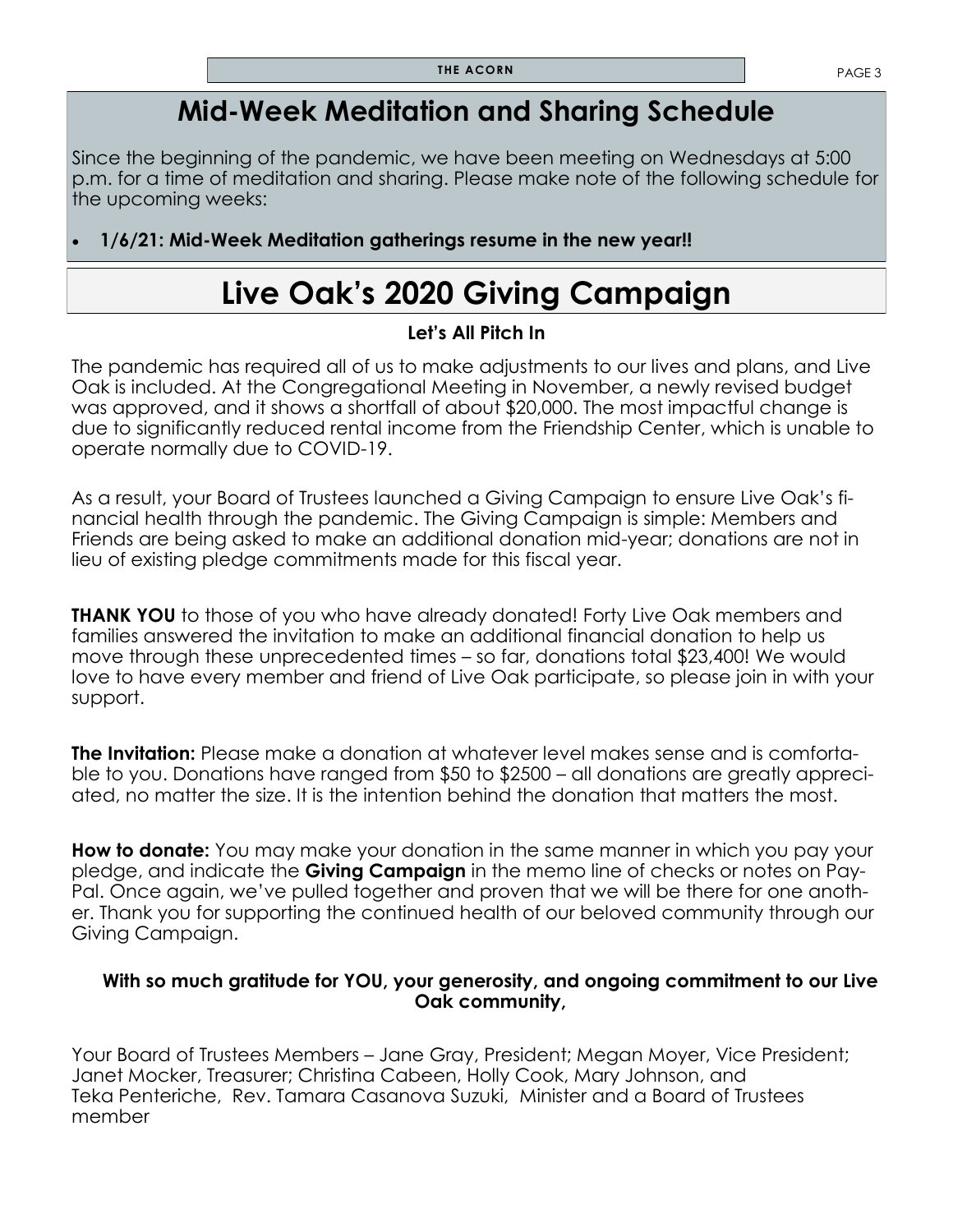## Mid-Week Meditation and Sharing Schedule

Since the beginning of the pandemic, we have been meeting on Wednesdays at 5:00 p.m. for a time of meditation and sharing. Please make note of the following schedule for the upcoming weeks:

- **1/6/21: Mid-Week Meditation gatherings resume in the new year!!**

## Live Oak's 2020 Giving Campaign

### Let's All Pitch In

The pandemic has required all of us to make adjustments to our lives and plans, and Live Oak is included. At the Congregational Meeting in November, a newly revised budget was approved, and it shows a shortfall of about $20,000. The most impactful change is due to significantly reduced rental income from the Friendship Center, which is unable to operate normally due to COVID-19.

As a result, your Board of Trustees launched a Giving Campaign to ensure Live Oak's financial health through the pandemic. The Giving Campaign is simple: Members and Friends are being asked to make an additional donation mid-year; donations are not in lieu of existing pledge commitments made for this fiscal year.

**THANK YOU** to those of you who have already donated! Forty Live Oak members and families answered the invitation to make an additional financial donation to help us move through these unprecedented times – so far, donations total $23,400! We would love to have every member and friend of Live Oak participate, so please join in with your support.

**The Invitation:** Please make a donation at whatever level makes sense and is comfortable to you. Donations have ranged from $50 to $2500 – all donations are greatly appreciated, no matter the size. It is the intention behind the donation that matters the most.

**How to donate:** You may make your donation in the same manner in which you pay your pledge, and indicate the **Giving Campaign** in the memo line of checks or notes on PayPal. Once again, we've pulled together and proven that we will be there for one another. Thank you for supporting the continued health of our beloved community through our Giving Campaign.

**With so much gratitude for YOU, your generosity, and ongoing commitment to our Live Oak community,**

Your Board of Trustees Members – Jane Gray, President; Megan Moyer, Vice President; Janet Mocker, Treasurer; Christina Cabeen, Holly Cook, Mary Johnson, and Teka Penteriche, Rev. Tamara Casanova Suzuki, Minister and a Board of Trustees member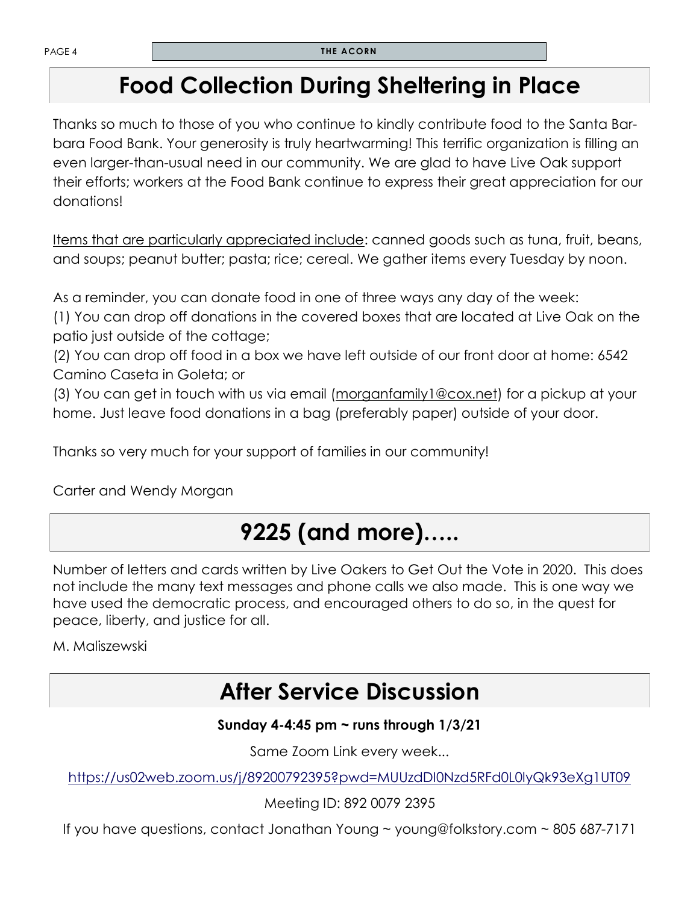# Food Collection During Sheltering in Place

Thanks so much to those of you who continue to kindly contribute food to the Santa Barbara Food Bank. Your generosity is truly heartwarming! This terrific organization is filling an even larger-than-usual need in our community. We are glad to have Live Oak support their efforts; workers at the Food Bank continue to express their great appreciation for our donations!

Items that are particularly appreciated include: canned goods such as tuna, fruit, beans, and soups; peanut butter; pasta; rice; cereal. We gather items every Tuesday by noon.

As a reminder, you can donate food in one of three ways any day of the week:
(1) You can drop off donations in the covered boxes that are located at Live Oak on the patio just outside of the cottage;
(2) You can drop off food in a box we have left outside of our front door at home: 6542 Camino Caseta in Goleta; or
(3) You can get in touch with us via email (morganfamily1@cox.net) for a pickup at your home. Just leave food donations in a bag (preferably paper) outside of your door.

Thanks so very much for your support of families in our community!

Carter and Wendy Morgan

# 9225 (and more)…..

Number of letters and cards written by Live Oakers to Get Out the Vote in 2020. This does not include the many text messages and phone calls we also made. This is one way we have used the democratic process, and encouraged others to do so, in the quest for peace, liberty, and justice for all.

M. Maliszewski

# After Service Discussion

**Sunday 4-4:45 pm ~ runs through 1/3/21**

Same Zoom Link every week...

https://us02web.zoom.us/j/89200792395?pwd=MUUzdDI0Nzd5RFd0L0lyQk93eXg1UT09

Meeting ID: 892 0079 2395

If you have questions, contact Jonathan Young ~ young@folkstory.com ~ 805 687-7171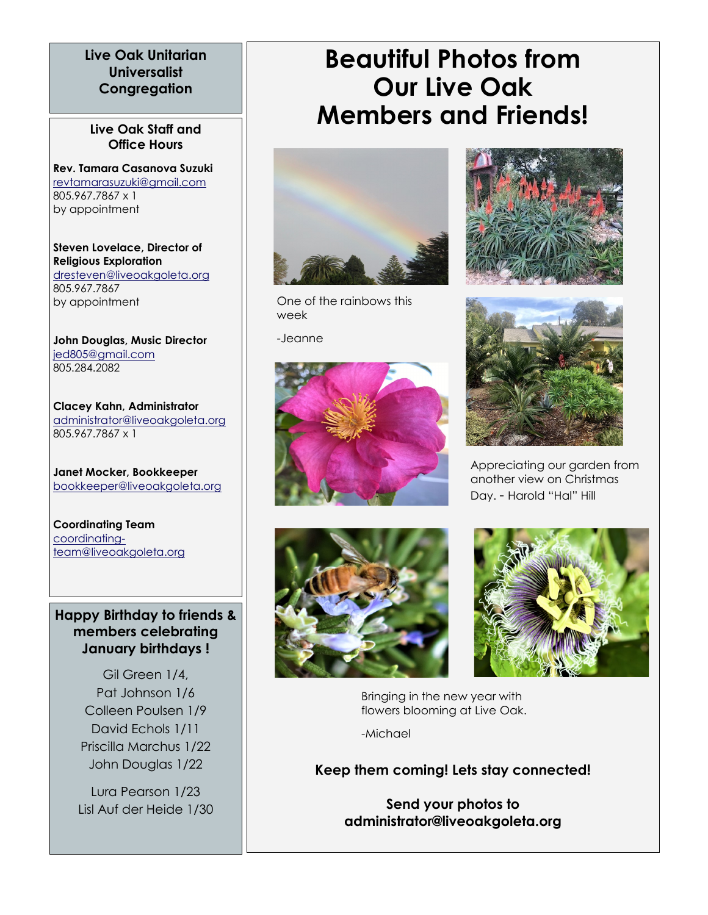**Live Oak Unitarian Universalist Congregation**

**Live Oak Staff and Office Hours**

**Rev. Tamara Casanova Suzuki**
revtamarasuzuki@gmail.com
805.967.7867 x 1
by appointment

**Steven Lovelace, Director of Religious Exploration**
dresteven@liveoakgoleta.org
805.967.7867
by appointment

**John Douglas, Music Director**
jed805@gmail.com
805.284.2082

**Clacey Kahn, Administrator**
administrator@liveoakgoleta.org
805.967.7867 x 1

**Janet Mocker, Bookkeeper**
bookkeeper@liveoakgoleta.org

**Coordinating Team**
coordinating-team@liveoakgoleta.org

**Happy Birthday to friends & members celebrating January birthdays !**

Gil Green 1/4,
Pat Johnson 1/6
Colleen Poulsen 1/9
David Echols 1/11
Priscilla Marchus 1/22
John Douglas 1/22

Lura Pearson 1/23
Lisl Auf der Heide 1/30

# Beautiful Photos from Our Live Oak Members and Friends!

One of the rainbows this week

-Jeanne

Appreciating our garden from another view on Christmas Day. - Harold "Hal" Hill

Bringing in the new year with flowers blooming at Live Oak.

-Michael

**Keep them coming! Lets stay connected!**

**Send your photos to administrator@liveoakgoleta.org**